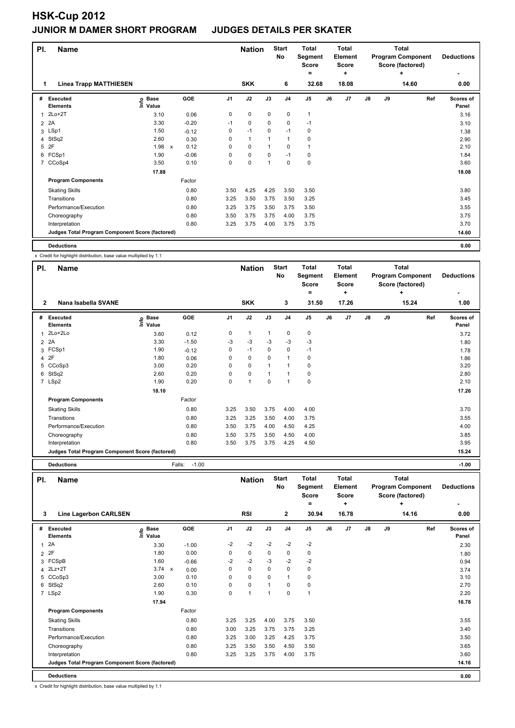# HSK-Cup 2012

## JUNIOR M DAMER SHORT PROGRAM JUDGES DETAILS PER SKATER

| Pl. | Name | Nation | Start No | Total Segment Score = | Total Element Score + | Total Program Component Score (factored) + | Deductions - |
|---|---|---|---|---|---|---|---|
| 1 | Linea Trapp MATTHIESEN | SKK | 6 | 32.68 | 18.08 | 14.60 | 0.00 |

| # | Executed Elements | Info | Base Value | | GOE | J1 | J2 | J3 | J4 | J5 | J6 | J7 | J8 | J9 | Ref | Scores of Panel |
|---|---|---|---|---|---|---|---|---|---|---|---|---|---|---|---|---|
| 1 | 2Lo+2T | | 3.10 | | 0.06 | 0 | 0 | 0 | 0 | 1 | | | | | | 3.16 |
| 2 | 2A | | 3.30 | | -0.20 | -1 | 0 | 0 | 0 | -1 | | | | | | 3.10 |
| 3 | LSp1 | | 1.50 | | -0.12 | 0 | -1 | 0 | -1 | 0 | | | | | | 1.38 |
| 4 | StSq2 | | 2.60 | | 0.30 | 0 | 1 | 1 | 1 | 0 | | | | | | 2.90 |
| 5 | 2F | | 1.98 | x | 0.12 | 0 | 0 | 1 | 0 | 1 | | | | | | 2.10 |
| 6 | FCSp1 | | 1.90 | | -0.06 | 0 | 0 | 0 | -1 | 0 | | | | | | 1.84 |
| 7 | CCoSp4 | | 3.50 | | 0.10 | 0 | 0 | 1 | 0 | 0 | | | | | | 3.60 |
| | | | 17.88 | | | | | | | | | | | | | 18.08 |
| | **Program Components** | | | | Factor | | | | | | | | | | | |
| | Skating Skills | | | | 0.80 | 3.50 | 4.25 | 4.25 | 3.50 | 3.50 | | | | | | 3.80 |
| | Transitions | | | | 0.80 | 3.25 | 3.50 | 3.75 | 3.50 | 3.25 | | | | | | 3.45 |
| | Performance/Execution | | | | 0.80 | 3.25 | 3.75 | 3.50 | 3.75 | 3.50 | | | | | | 3.55 |
| | Choreography | | | | 0.80 | 3.50 | 3.75 | 3.75 | 4.00 | 3.75 | | | | | | 3.75 |
| | Interpretation | | | | 0.80 | 3.25 | 3.75 | 4.00 | 3.75 | 3.75 | | | | | | 3.70 |
| | Judges Total Program Component Score (factored) | | | | | | | | | | | | | | | 14.60 |
| | **Deductions** | | | | | | | | | | | | | | | 0.00 |

x Credit for highlight distribution, base value multiplied by 1.1

| Pl. | Name | Nation | Start No | Total Segment Score = | Total Element Score + | Total Program Component Score (factored) + | Deductions - |
|---|---|---|---|---|---|---|---|
| 2 | Nana Isabella SVANE | SKK | 3 | 31.50 | 17.26 | 15.24 | 1.00 |

| # | Executed Elements | Info | Base Value | | GOE | J1 | J2 | J3 | J4 | J5 | J6 | J7 | J8 | J9 | Ref | Scores of Panel |
|---|---|---|---|---|---|---|---|---|---|---|---|---|---|---|---|---|
| 1 | 2Lo+2Lo | | 3.60 | | 0.12 | 0 | 1 | 1 | 0 | 0 | | | | | | 3.72 |
| 2 | 2A | | 3.30 | | -1.50 | -3 | -3 | -3 | -3 | -3 | | | | | | 1.80 |
| 3 | FCSp1 | | 1.90 | | -0.12 | 0 | -1 | 0 | 0 | -1 | | | | | | 1.78 |
| 4 | 2F | | 1.80 | | 0.06 | 0 | 0 | 0 | 1 | 0 | | | | | | 1.86 |
| 5 | CCoSp3 | | 3.00 | | 0.20 | 0 | 0 | 1 | 1 | 0 | | | | | | 3.20 |
| 6 | StSq2 | | 2.60 | | 0.20 | 0 | 0 | 1 | 1 | 0 | | | | | | 2.80 |
| 7 | LSp2 | | 1.90 | | 0.20 | 0 | 1 | 0 | 1 | 0 | | | | | | 2.10 |
| | | | 18.10 | | | | | | | | | | | | | 17.26 |
| | **Program Components** | | | | Factor | | | | | | | | | | | |
| | Skating Skills | | | | 0.80 | 3.25 | 3.50 | 3.75 | 4.00 | 4.00 | | | | | | 3.70 |
| | Transitions | | | | 0.80 | 3.25 | 3.25 | 3.50 | 4.00 | 3.75 | | | | | | 3.55 |
| | Performance/Execution | | | | 0.80 | 3.50 | 3.75 | 4.00 | 4.50 | 4.25 | | | | | | 4.00 |
| | Choreography | | | | 0.80 | 3.50 | 3.75 | 3.50 | 4.50 | 4.00 | | | | | | 3.85 |
| | Interpretation | | | | 0.80 | 3.50 | 3.75 | 3.75 | 4.25 | 4.50 | | | | | | 3.95 |
| | Judges Total Program Component Score (factored) | | | | | | | | | | | | | | | 15.24 |
| | **Deductions** | | | | Falls: -1.00 | | | | | | | | | | | -1.00 |

| Pl. | Name | Nation | Start No | Total Segment Score = | Total Element Score + | Total Program Component Score (factored) + | Deductions - |
|---|---|---|---|---|---|---|---|
| 3 | Line Lagerbon CARLSEN | RSI | 2 | 30.94 | 16.78 | 14.16 | 0.00 |

| # | Executed Elements | Info | Base Value | | GOE | J1 | J2 | J3 | J4 | J5 | J6 | J7 | J8 | J9 | Ref | Scores of Panel |
|---|---|---|---|---|---|---|---|---|---|---|---|---|---|---|---|---|
| 1 | 2A | | 3.30 | | -1.00 | -2 | -2 | -2 | -2 | -2 | | | | | | 2.30 |
| 2 | 2F | | 1.80 | | 0.00 | 0 | 0 | 0 | 0 | 0 | | | | | | 1.80 |
| 3 | FCSpB | | 1.60 | | -0.66 | -2 | -2 | -3 | -2 | -2 | | | | | | 0.94 |
| 4 | 2Lz+2T | | 3.74 | x | 0.00 | 0 | 0 | 0 | 0 | 0 | | | | | | 3.74 |
| 5 | CCoSp3 | | 3.00 | | 0.10 | 0 | 0 | 0 | 1 | 0 | | | | | | 3.10 |
| 6 | StSq2 | | 2.60 | | 0.10 | 0 | 0 | 1 | 0 | 0 | | | | | | 2.70 |
| 7 | LSp2 | | 1.90 | | 0.30 | 0 | 1 | 1 | 0 | 1 | | | | | | 2.20 |
| | | | 17.94 | | | | | | | | | | | | | 16.78 |
| | **Program Components** | | | | Factor | | | | | | | | | | | |
| | Skating Skills | | | | 0.80 | 3.25 | 3.25 | 4.00 | 3.75 | 3.50 | | | | | | 3.55 |
| | Transitions | | | | 0.80 | 3.00 | 3.25 | 3.75 | 3.75 | 3.25 | | | | | | 3.40 |
| | Performance/Execution | | | | 0.80 | 3.25 | 3.00 | 3.25 | 4.25 | 3.75 | | | | | | 3.50 |
| | Choreography | | | | 0.80 | 3.25 | 3.50 | 3.50 | 4.50 | 3.50 | | | | | | 3.65 |
| | Interpretation | | | | 0.80 | 3.25 | 3.25 | 3.75 | 4.00 | 3.75 | | | | | | 3.60 |
| | Judges Total Program Component Score (factored) | | | | | | | | | | | | | | | 14.16 |
| | **Deductions** | | | | | | | | | | | | | | | 0.00 |

x Credit for highlight distribution, base value multiplied by 1.1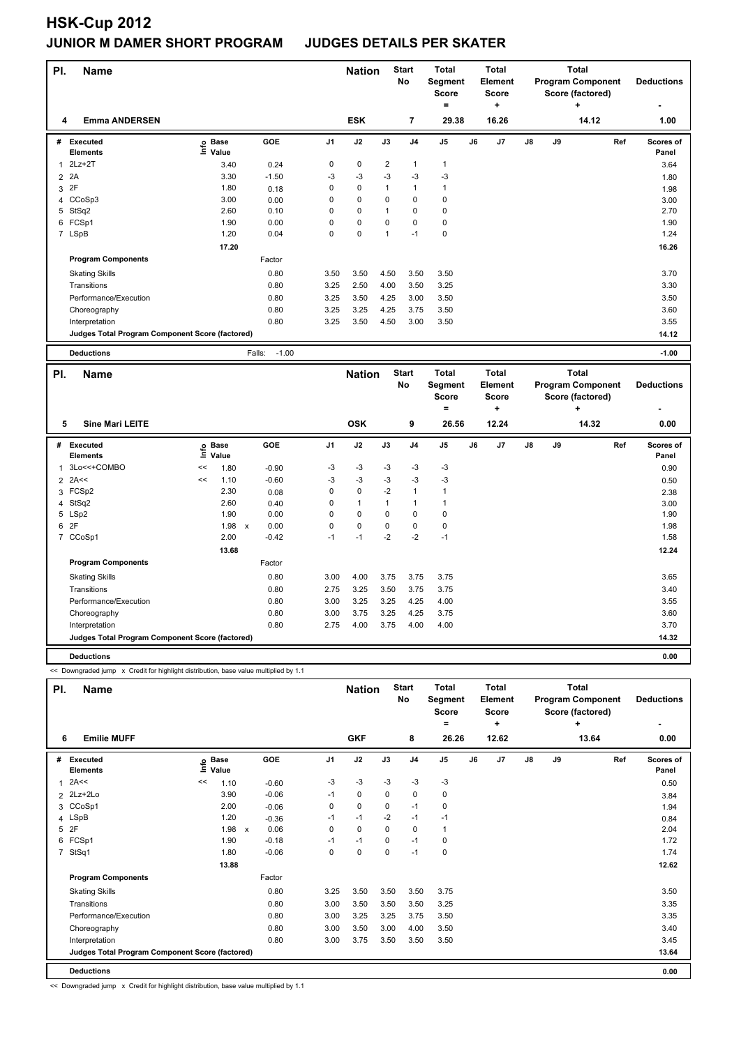# HSK-Cup 2012

## JUNIOR M DAMER SHORT PROGRAM JUDGES DETAILS PER SKATER

| Pl. | Name | Nation | Start No | Total Segment Score = | Total Element Score + | Total Program Component Score (factored) + | Deductions - |
|---|---|---|---|---|---|---|---|
| 4 | Emma ANDERSEN | ESK | 7 | 29.38 | 16.26 | 14.12 | 1.00 |

| # | Executed Elements | Info | Base Value | | GOE | J1 | J2 | J3 | J4 | J5 | J6 | J7 | J8 | J9 | Ref | Scores of Panel |
|---|---|---|---|---|---|---|---|---|---|---|---|---|---|---|---|---|
| 1 | 2Lz+2T | | 3.40 | | 0.24 | 0 | 0 | 2 | 1 | 1 | | | | | | 3.64 |
| 2 | 2A | | 3.30 | | -1.50 | -3 | -3 | -3 | -3 | -3 | | | | | | 1.80 |
| 3 | 2F | | 1.80 | | 0.18 | 0 | 0 | 1 | 1 | 1 | | | | | | 1.98 |
| 4 | CCoSp3 | | 3.00 | | 0.00 | 0 | 0 | 0 | 0 | 0 | | | | | | 3.00 |
| 5 | StSq2 | | 2.60 | | 0.10 | 0 | 0 | 1 | 0 | 0 | | | | | | 2.70 |
| 6 | FCSp1 | | 1.90 | | 0.00 | 0 | 0 | 0 | 0 | 0 | | | | | | 1.90 |
| 7 | LSpB | | 1.20 | | 0.04 | 0 | 0 | 1 | -1 | 0 | | | | | | 1.24 |
| | | | 17.20 | | | | | | | | | | | | | 16.26 |
| | Program Components | | | | Factor | | | | | | | | | | | |
| | Skating Skills | | | | 0.80 | 3.50 | 3.50 | 4.50 | 3.50 | 3.50 | | | | | | 3.70 |
| | Transitions | | | | 0.80 | 3.25 | 2.50 | 4.00 | 3.50 | 3.25 | | | | | | 3.30 |
| | Performance/Execution | | | | 0.80 | 3.25 | 3.50 | 4.25 | 3.00 | 3.50 | | | | | | 3.50 |
| | Choreography | | | | 0.80 | 3.25 | 3.25 | 4.25 | 3.75 | 3.50 | | | | | | 3.60 |
| | Interpretation | | | | 0.80 | 3.25 | 3.50 | 4.50 | 3.00 | 3.50 | | | | | | 3.55 |
| | Judges Total Program Component Score (factored) | | | | | | | | | | | | | | | 14.12 |
| | Deductions | | | | Falls: -1.00 | | | | | | | | | | | -1.00 |

| Pl. | Name | Nation | Start No | Total Segment Score = | Total Element Score + | Total Program Component Score (factored) + | Deductions - |
|---|---|---|---|---|---|---|---|
| 5 | Sine Mari LEITE | OSK | 9 | 26.56 | 12.24 | 14.32 | 0.00 |

| # | Executed Elements | Info | Base Value | | GOE | J1 | J2 | J3 | J4 | J5 | J6 | J7 | J8 | J9 | Ref | Scores of Panel |
|---|---|---|---|---|---|---|---|---|---|---|---|---|---|---|---|---|
| 1 | 3Lo<<+COMBO | << | 1.80 | | -0.90 | -3 | -3 | -3 | -3 | -3 | | | | | | 0.90 |
| 2 | 2A<< | << | 1.10 | | -0.60 | -3 | -3 | -3 | -3 | -3 | | | | | | 0.50 |
| 3 | FCSp2 | | 2.30 | | 0.08 | 0 | 0 | -2 | 1 | 1 | | | | | | 2.38 |
| 4 | StSq2 | | 2.60 | | 0.40 | 0 | 1 | 1 | 1 | 1 | | | | | | 3.00 |
| 5 | LSp2 | | 1.90 | | 0.00 | 0 | 0 | 0 | 0 | 0 | | | | | | 1.90 |
| 6 | 2F | | 1.98 | x | 0.00 | 0 | 0 | 0 | 0 | 0 | | | | | | 1.98 |
| 7 | CCoSp1 | | 2.00 | | -0.42 | -1 | -1 | -2 | -2 | -1 | | | | | | 1.58 |
| | | | 13.68 | | | | | | | | | | | | | 12.24 |
| | Program Components | | | | Factor | | | | | | | | | | | |
| | Skating Skills | | | | 0.80 | 3.00 | 4.00 | 3.75 | 3.75 | 3.75 | | | | | | 3.65 |
| | Transitions | | | | 0.80 | 2.75 | 3.25 | 3.50 | 3.75 | 3.75 | | | | | | 3.40 |
| | Performance/Execution | | | | 0.80 | 3.00 | 3.25 | 3.25 | 4.25 | 4.00 | | | | | | 3.55 |
| | Choreography | | | | 0.80 | 3.00 | 3.75 | 3.25 | 4.25 | 3.75 | | | | | | 3.60 |
| | Interpretation | | | | 0.80 | 2.75 | 4.00 | 3.75 | 4.00 | 4.00 | | | | | | 3.70 |
| | Judges Total Program Component Score (factored) | | | | | | | | | | | | | | | 14.32 |
| | Deductions | | | | | | | | | | | | | | | 0.00 |

<< Downgraded jump x Credit for highlight distribution, base value multiplied by 1.1

| Pl. | Name | Nation | Start No | Total Segment Score = | Total Element Score + | Total Program Component Score (factored) + | Deductions - |
|---|---|---|---|---|---|---|---|
| 6 | Emilie MUFF | GKF | 8 | 26.26 | 12.62 | 13.64 | 0.00 |

| # | Executed Elements | Info | Base Value | | GOE | J1 | J2 | J3 | J4 | J5 | J6 | J7 | J8 | J9 | Ref | Scores of Panel |
|---|---|---|---|---|---|---|---|---|---|---|---|---|---|---|---|---|
| 1 | 2A<< | << | 1.10 | | -0.60 | -3 | -3 | -3 | -3 | -3 | | | | | | 0.50 |
| 2 | 2Lz+2Lo | | 3.90 | | -0.06 | -1 | 0 | 0 | 0 | 0 | | | | | | 3.84 |
| 3 | CCoSp1 | | 2.00 | | -0.06 | 0 | 0 | 0 | -1 | 0 | | | | | | 1.94 |
| 4 | LSpB | | 1.20 | | -0.36 | -1 | -1 | -2 | -1 | -1 | | | | | | 0.84 |
| 5 | 2F | | 1.98 | x | 0.06 | 0 | 0 | 0 | 0 | 1 | | | | | | 2.04 |
| 6 | FCSp1 | | 1.90 | | -0.18 | -1 | -1 | 0 | -1 | 0 | | | | | | 1.72 |
| 7 | StSq1 | | 1.80 | | -0.06 | 0 | 0 | 0 | -1 | 0 | | | | | | 1.74 |
| | | | 13.88 | | | | | | | | | | | | | 12.62 |
| | Program Components | | | | Factor | | | | | | | | | | | |
| | Skating Skills | | | | 0.80 | 3.25 | 3.50 | 3.50 | 3.50 | 3.75 | | | | | | 3.50 |
| | Transitions | | | | 0.80 | 3.00 | 3.50 | 3.50 | 3.50 | 3.25 | | | | | | 3.35 |
| | Performance/Execution | | | | 0.80 | 3.00 | 3.25 | 3.25 | 3.75 | 3.50 | | | | | | 3.35 |
| | Choreography | | | | 0.80 | 3.00 | 3.50 | 3.00 | 4.00 | 3.50 | | | | | | 3.40 |
| | Interpretation | | | | 0.80 | 3.00 | 3.75 | 3.50 | 3.50 | 3.50 | | | | | | 3.45 |
| | Judges Total Program Component Score (factored) | | | | | | | | | | | | | | | 13.64 |
| | Deductions | | | | | | | | | | | | | | | 0.00 |

<< Downgraded jump x Credit for highlight distribution, base value multiplied by 1.1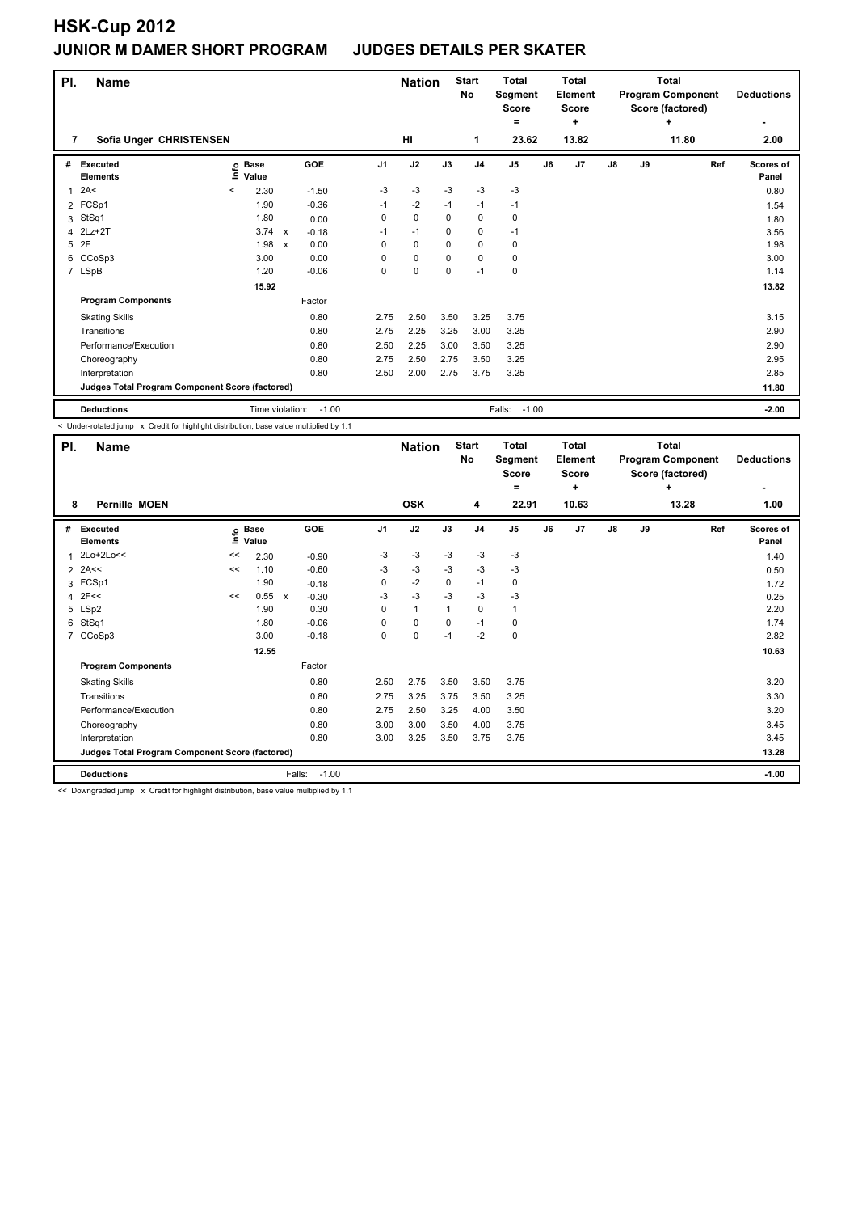# HSK-Cup 2012

## JUNIOR M DAMER SHORT PROGRAM    JUDGES DETAILS PER SKATER

| Pl. | Name | Nation | Start No | Total Segment Score = | Total Element Score + | Total Program Component Score (factored) + | Deductions - |
|---|---|---|---|---|---|---|---|
| 7 | Sofia Unger CHRISTENSEN | HI | 1 | 23.62 | 13.82 | 11.80 | 2.00 |

| # | Executed Elements | Info | Base Value | | GOE | J1 | J2 | J3 | J4 | J5 | J6 | J7 | J8 | J9 | Ref | Scores of Panel |
|---|---|---|---|---|---|---|---|---|---|---|---|---|---|---|---|---|
| 1 | 2A< | < | 2.30 | | -1.50 | -3 | -3 | -3 | -3 | -3 | | | | | | 0.80 |
| 2 | FCSp1 | | 1.90 | | -0.36 | -1 | -2 | -1 | -1 | -1 | | | | | | 1.54 |
| 3 | StSq1 | | 1.80 | | 0.00 | 0 | 0 | 0 | 0 | 0 | | | | | | 1.80 |
| 4 | 2Lz+2T | | 3.74 | x | -0.18 | -1 | -1 | 0 | 0 | -1 | | | | | | 3.56 |
| 5 | 2F | | 1.98 | x | 0.00 | 0 | 0 | 0 | 0 | 0 | | | | | | 1.98 |
| 6 | CCoSp3 | | 3.00 | | 0.00 | 0 | 0 | 0 | 0 | 0 | | | | | | 3.00 |
| 7 | LSpB | | 1.20 | | -0.06 | 0 | 0 | 0 | -1 | 0 | | | | | | 1.14 |
| | | | 15.92 | | | | | | | | | | | | | 13.82 |
| | **Program Components** | | | | Factor | | | | | | | | | | | |
| | Skating Skills | | | | 0.80 | 2.75 | 2.50 | 3.50 | 3.25 | 3.75 | | | | | | 3.15 |
| | Transitions | | | | 0.80 | 2.75 | 2.25 | 3.25 | 3.00 | 3.25 | | | | | | 2.90 |
| | Performance/Execution | | | | 0.80 | 2.50 | 2.25 | 3.00 | 3.50 | 3.25 | | | | | | 2.90 |
| | Choreography | | | | 0.80 | 2.75 | 2.50 | 2.75 | 3.50 | 3.25 | | | | | | 2.95 |
| | Interpretation | | | | 0.80 | 2.50 | 2.00 | 2.75 | 3.75 | 3.25 | | | | | | 2.85 |
| | **Judges Total Program Component Score (factored)** | | | | | | | | | | | | | | | 11.80 |
| | **Deductions** | | Time violation: | | -1.00 | | | | | Falls: -1.00 | | | | | | -2.00 |

< Under-rotated jump x Credit for highlight distribution, base value multiplied by 1.1

| Pl. | Name | Nation | Start No | Total Segment Score = | Total Element Score + | Total Program Component Score (factored) + | Deductions - |
|---|---|---|---|---|---|---|---|
| 8 | Pernille MOEN | OSK | 4 | 22.91 | 10.63 | 13.28 | 1.00 |

| # | Executed Elements | Info | Base Value | | GOE | J1 | J2 | J3 | J4 | J5 | J6 | J7 | J8 | J9 | Ref | Scores of Panel |
|---|---|---|---|---|---|---|---|---|---|---|---|---|---|---|---|---|
| 1 | 2Lo+2Lo<< | << | 2.30 | | -0.90 | -3 | -3 | -3 | -3 | -3 | | | | | | 1.40 |
| 2 | 2A<< | << | 1.10 | | -0.60 | -3 | -3 | -3 | -3 | -3 | | | | | | 0.50 |
| 3 | FCSp1 | | 1.90 | | -0.18 | 0 | -2 | 0 | -1 | 0 | | | | | | 1.72 |
| 4 | 2F<< | << | 0.55 | x | -0.30 | -3 | -3 | -3 | -3 | -3 | | | | | | 0.25 |
| 5 | LSp2 | | 1.90 | | 0.30 | 0 | 1 | 1 | 0 | 1 | | | | | | 2.20 |
| 6 | StSq1 | | 1.80 | | -0.06 | 0 | 0 | 0 | -1 | 0 | | | | | | 1.74 |
| 7 | CCoSp3 | | 3.00 | | -0.18 | 0 | 0 | -1 | -2 | 0 | | | | | | 2.82 |
| | | | 12.55 | | | | | | | | | | | | | 10.63 |
| | **Program Components** | | | | Factor | | | | | | | | | | | |
| | Skating Skills | | | | 0.80 | 2.50 | 2.75 | 3.50 | 3.50 | 3.75 | | | | | | 3.20 |
| | Transitions | | | | 0.80 | 2.75 | 3.25 | 3.75 | 3.50 | 3.25 | | | | | | 3.30 |
| | Performance/Execution | | | | 0.80 | 2.75 | 2.50 | 3.25 | 4.00 | 3.50 | | | | | | 3.20 |
| | Choreography | | | | 0.80 | 3.00 | 3.00 | 3.50 | 4.00 | 3.75 | | | | | | 3.45 |
| | Interpretation | | | | 0.80 | 3.00 | 3.25 | 3.50 | 3.75 | 3.75 | | | | | | 3.45 |
| | **Judges Total Program Component Score (factored)** | | | | | | | | | | | | | | | 13.28 |
| | **Deductions** | | Falls: | | -1.00 | | | | | | | | | | | -1.00 |

<< Downgraded jump x Credit for highlight distribution, base value multiplied by 1.1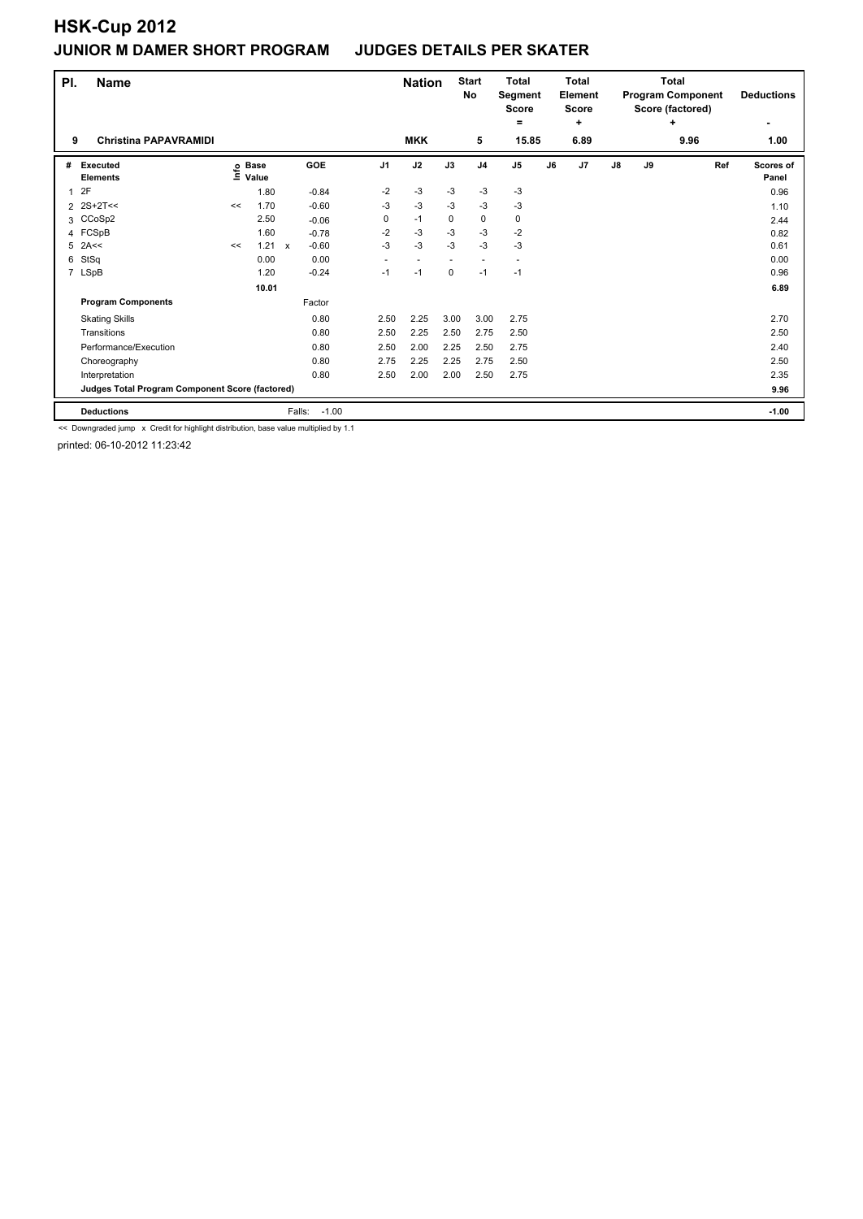# HSK-Cup 2012

## JUNIOR M DAMER SHORT PROGRAM JUDGES DETAILS PER SKATER

| Pl. | Name | Nation | Start No | Total Segment Score = | Total Element Score + | Total Program Component Score (factored) + | Deductions - |
|---|---|---|---|---|---|---|---|
| 9 | Christina PAPAVRAMIDI | MKK | 5 | 15.85 | 6.89 | 9.96 | 1.00 |

| # | Executed Elements | Info | Base Value | | GOE | J1 | J2 | J3 | J4 | J5 | J6 | J7 | J8 | J9 | Ref | Scores of Panel |
|---|---|---|---|---|---|---|---|---|---|---|---|---|---|---|---|---|
| 1 | 2F | | 1.80 | | -0.84 | -2 | -3 | -3 | -3 | -3 | | | | | | 0.96 |
| 2 | 2S+2T<< | << | 1.70 | | -0.60 | -3 | -3 | -3 | -3 | -3 | | | | | | 1.10 |
| 3 | CCoSp2 | | 2.50 | | -0.06 | 0 | -1 | 0 | 0 | 0 | | | | | | 2.44 |
| 4 | FCSpB | | 1.60 | | -0.78 | -2 | -3 | -3 | -3 | -2 | | | | | | 0.82 |
| 5 | 2A<< | << | 1.21 | x | -0.60 | -3 | -3 | -3 | -3 | -3 | | | | | | 0.61 |
| 6 | StSq | | 0.00 | | 0.00 | - | - | - | - | - | | | | | | 0.00 |
| 7 | LSpB | | 1.20 | | -0.24 | -1 | -1 | 0 | -1 | -1 | | | | | | 0.96 |
| | | | 10.01 | | | | | | | | | | | | | 6.89 |
| | **Program Components** | | | | Factor | | | | | | | | | | | |
| | Skating Skills | | | | 0.80 | 2.50 | 2.25 | 3.00 | 3.00 | 2.75 | | | | | | 2.70 |
| | Transitions | | | | 0.80 | 2.50 | 2.25 | 2.50 | 2.75 | 2.50 | | | | | | 2.50 |
| | Performance/Execution | | | | 0.80 | 2.50 | 2.00 | 2.25 | 2.50 | 2.75 | | | | | | 2.40 |
| | Choreography | | | | 0.80 | 2.75 | 2.25 | 2.25 | 2.75 | 2.50 | | | | | | 2.50 |
| | Interpretation | | | | 0.80 | 2.50 | 2.00 | 2.00 | 2.50 | 2.75 | | | | | | 2.35 |
| | **Judges Total Program Component Score (factored)** | | | | | | | | | | | | | | | 9.96 |
| | **Deductions** | | | | Falls: -1.00 | | | | | | | | | | | -1.00 |

<< Downgraded jump x Credit for highlight distribution, base value multiplied by 1.1

printed: 06-10-2012 11:23:42